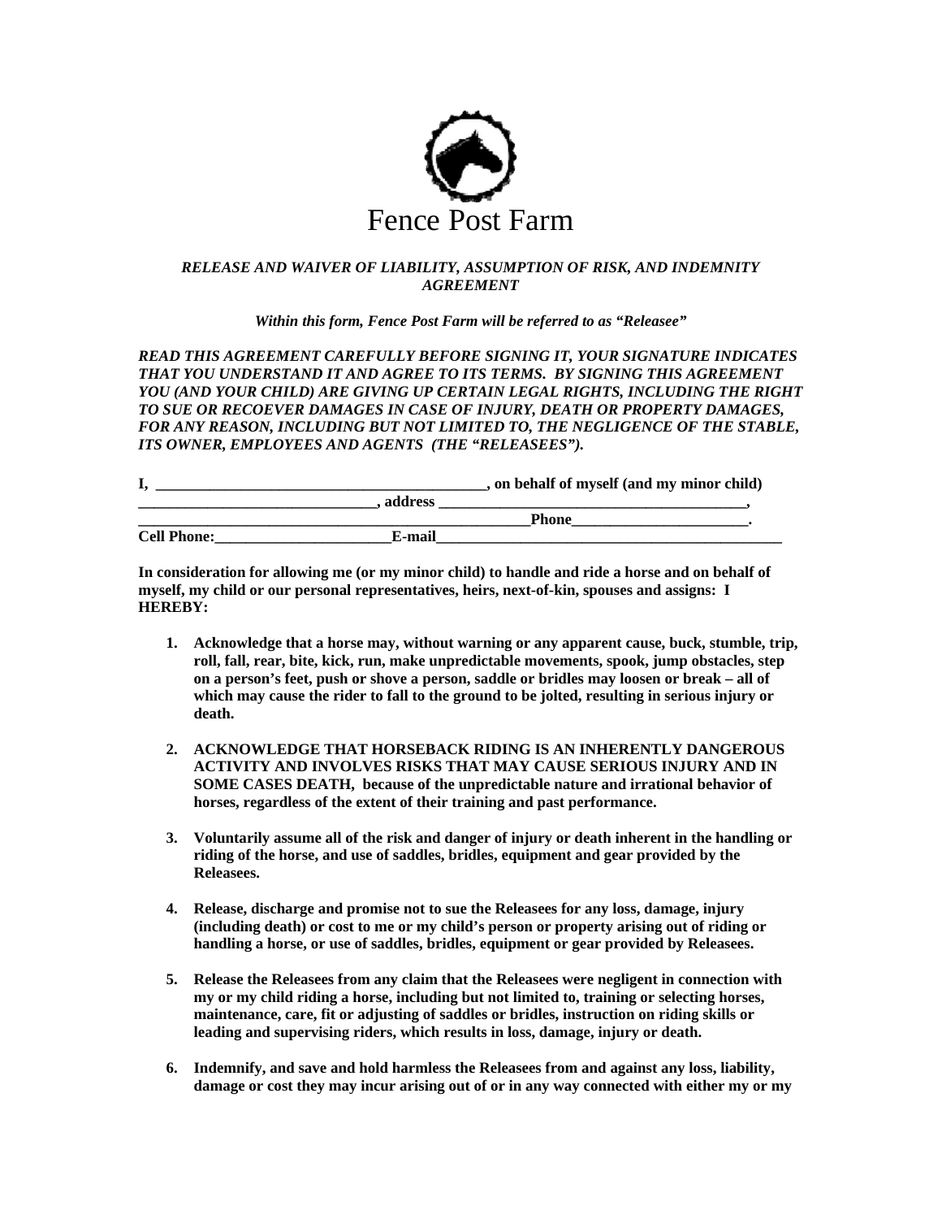# Fence Post Farm

***RELEASE AND WAIVER OF LIABILITY, ASSUMPTION OF RISK, AND INDEMNITY AGREEMENT***

***Within this form, Fence Post Farm will be referred to as "Releasee"***

***READ THIS AGREEMENT CAREFULLY BEFORE SIGNING IT, YOUR SIGNATURE INDICATES THAT YOU UNDERSTAND IT AND AGREE TO ITS TERMS. BY SIGNING THIS AGREEMENT YOU (AND YOUR CHILD) ARE GIVING UP CERTAIN LEGAL RIGHTS, INCLUDING THE RIGHT TO SUE OR RECOEVER DAMAGES IN CASE OF INJURY, DEATH OR PROPERTY DAMAGES, FOR ANY REASON, INCLUDING BUT NOT LIMITED TO, THE NEGLIGENCE OF THE STABLE, ITS OWNER, EMPLOYEES AND AGENTS (THE "RELEASEES").***

**I, ____________________________________________, on behalf of myself (and my minor child) _________________________________, address __________________________________________, _____________________________________________________Phone________________________. Cell Phone:________________________E-mail_______________________________________________**

**In consideration for allowing me (or my minor child) to handle and ride a horse and on behalf of myself, my child or our personal representatives, heirs, next-of-kin, spouses and assigns: I HEREBY:**

1. **Acknowledge that a horse may, without warning or any apparent cause, buck, stumble, trip, roll, fall, rear, bite, kick, run, make unpredictable movements, spook, jump obstacles, step on a person's feet, push or shove a person, saddle or bridles may loosen or break – all of which may cause the rider to fall to the ground to be jolted, resulting in serious injury or death.**

2. **ACKNOWLEDGE THAT HORSEBACK RIDING IS AN INHERENTLY DANGEROUS ACTIVITY AND INVOLVES RISKS THAT MAY CAUSE SERIOUS INJURY AND IN SOME CASES DEATH, because of the unpredictable nature and irrational behavior of horses, regardless of the extent of their training and past performance.**

3. **Voluntarily assume all of the risk and danger of injury or death inherent in the handling or riding of the horse, and use of saddles, bridles, equipment and gear provided by the Releasees.**

4. **Release, discharge and promise not to sue the Releasees for any loss, damage, injury (including death) or cost to me or my child's person or property arising out of riding or handling a horse, or use of saddles, bridles, equipment or gear provided by Releasees.**

5. **Release the Releasees from any claim that the Releasees were negligent in connection with my or my child riding a horse, including but not limited to, training or selecting horses, maintenance, care, fit or adjusting of saddles or bridles, instruction on riding skills or leading and supervising riders, which results in loss, damage, injury or death.**

6. **Indemnify, and save and hold harmless the Releasees from and against any loss, liability, damage or cost they may incur arising out of or in any way connected with either my or my**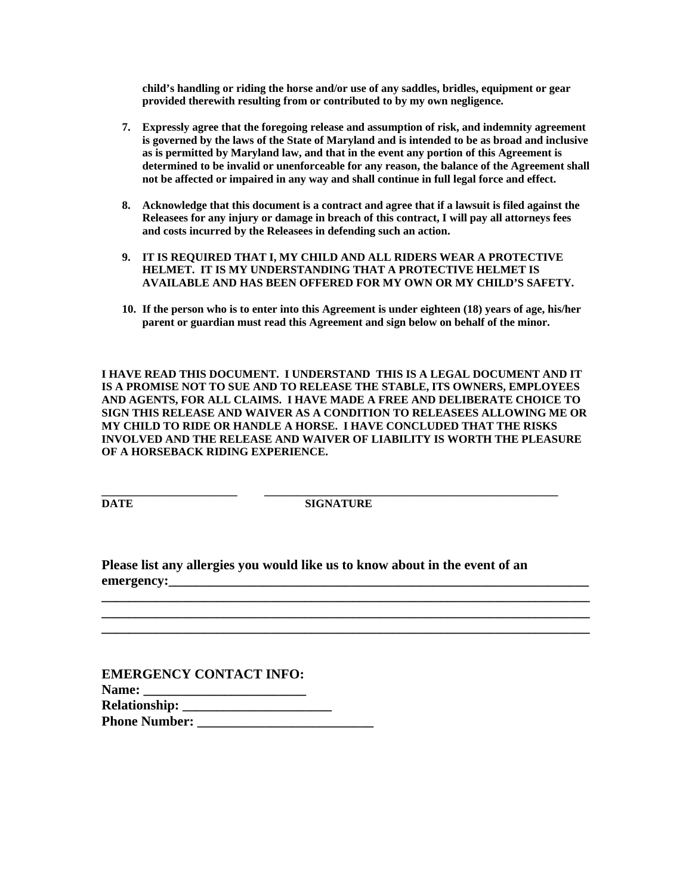**child's handling or riding the horse and/or use of any saddles, bridles, equipment or gear provided therewith resulting from or contributed to by my own negligence.**

7. **Expressly agree that the foregoing release and assumption of risk, and indemnity agreement is governed by the laws of the State of Maryland and is intended to be as broad and inclusive as is permitted by Maryland law, and that in the event any portion of this Agreement is determined to be invalid or unenforceable for any reason, the balance of the Agreement shall not be affected or impaired in any way and shall continue in full legal force and effect.**

8. **Acknowledge that this document is a contract and agree that if a lawsuit is filed against the Releasees for any injury or damage in breach of this contract, I will pay all attorneys fees and costs incurred by the Releasees in defending such an action.**

9. **IT IS REQUIRED THAT I, MY CHILD AND ALL RIDERS WEAR A PROTECTIVE HELMET. IT IS MY UNDERSTANDING THAT A PROTECTIVE HELMET IS AVAILABLE AND HAS BEEN OFFERED FOR MY OWN OR MY CHILD'S SAFETY.**

10. **If the person who is to enter into this Agreement is under eighteen (18) years of age, his/her parent or guardian must read this Agreement and sign below on behalf of the minor.**

**I HAVE READ THIS DOCUMENT. I UNDERSTAND THIS IS A LEGAL DOCUMENT AND IT IS A PROMISE NOT TO SUE AND TO RELEASE THE STABLE, ITS OWNERS, EMPLOYEES AND AGENTS, FOR ALL CLAIMS. I HAVE MADE A FREE AND DELIBERATE CHOICE TO SIGN THIS RELEASE AND WAIVER AS A CONDITION TO RELEASEES ALLOWING ME OR MY CHILD TO RIDE OR HANDLE A HORSE. I HAVE CONCLUDED THAT THE RISKS INVOLVED AND THE RELEASE AND WAIVER OF LIABILITY IS WORTH THE PLEASURE OF A HORSEBACK RIDING EXPERIENCE.**

______________________ ________________________________________________

**DATE SIGNATURE**

**Please list any allergies you would like us to know about in the event of an emergency:______________________________________________________________**

**______________________________________________________________________**

**______________________________________________________________________**

**______________________________________________________________________**

**EMERGENCY CONTACT INFO:**

**Name: ________________________**

**Relationship: ______________________**

**Phone Number: __________________________**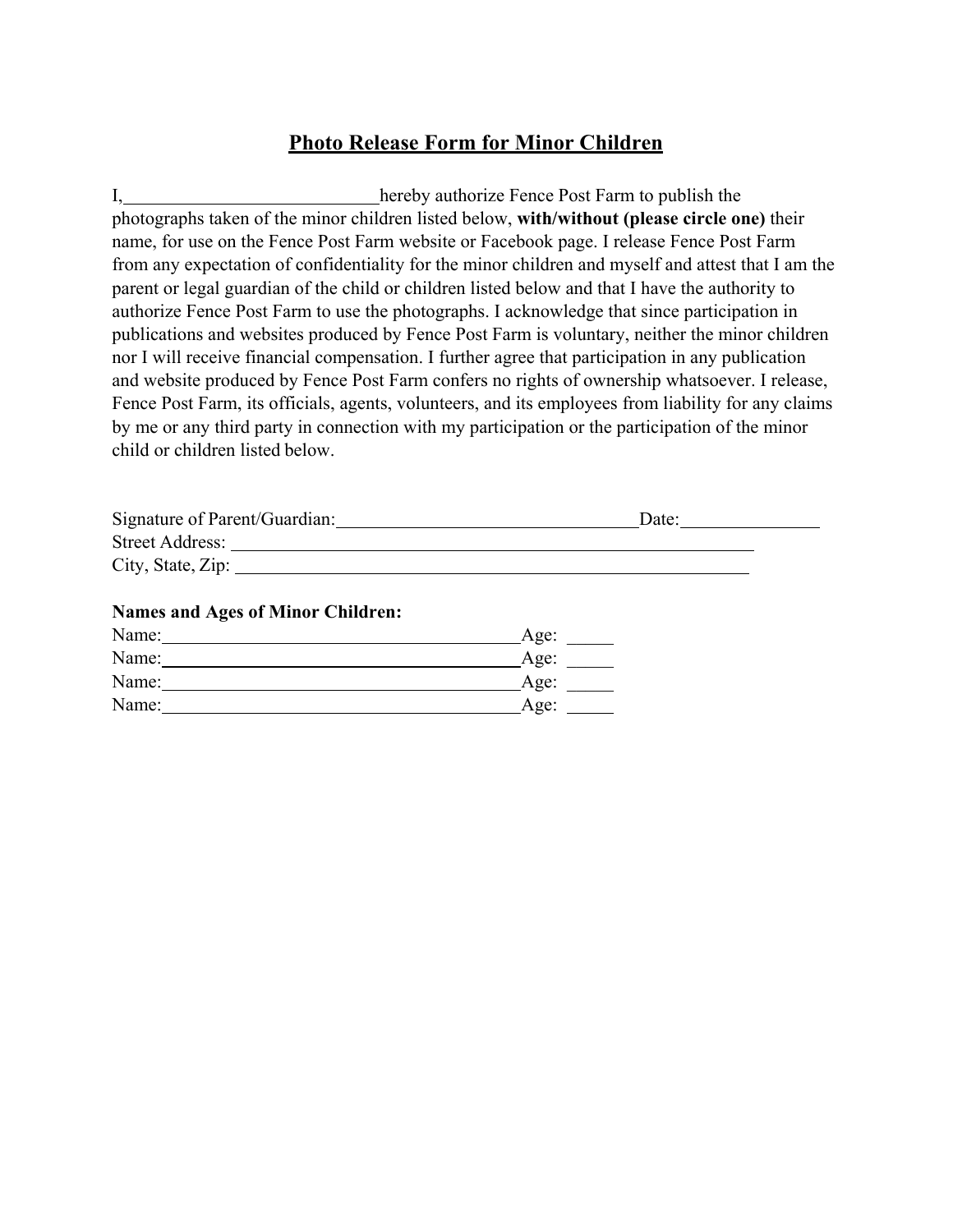# Photo Release Form for Minor Children

I,____________________________hereby authorize Fence Post Farm to publish the photographs taken of the minor children listed below, **with/without (please circle one)** their name, for use on the Fence Post Farm website or Facebook page. I release Fence Post Farm from any expectation of confidentiality for the minor children and myself and attest that I am the parent or legal guardian of the child or children listed below and that I have the authority to authorize Fence Post Farm to use the photographs. I acknowledge that since participation in publications and websites produced by Fence Post Farm is voluntary, neither the minor children nor I will receive financial compensation. I further agree that participation in any publication and website produced by Fence Post Farm confers no rights of ownership whatsoever. I release, Fence Post Farm, its officials, agents, volunteers, and its employees from liability for any claims by me or any third party in connection with my participation or the participation of the minor child or children listed below.

Signature of Parent/Guardian:_________________________________Date:_______________

Street Address: _________________________________________________________

City, State, Zip: _________________________________________________________

**Names and Ages of Minor Children:**

Name:_______________________________________Age: _____

Name:_______________________________________Age: _____

Name:_______________________________________Age: _____

Name:_______________________________________Age: _____